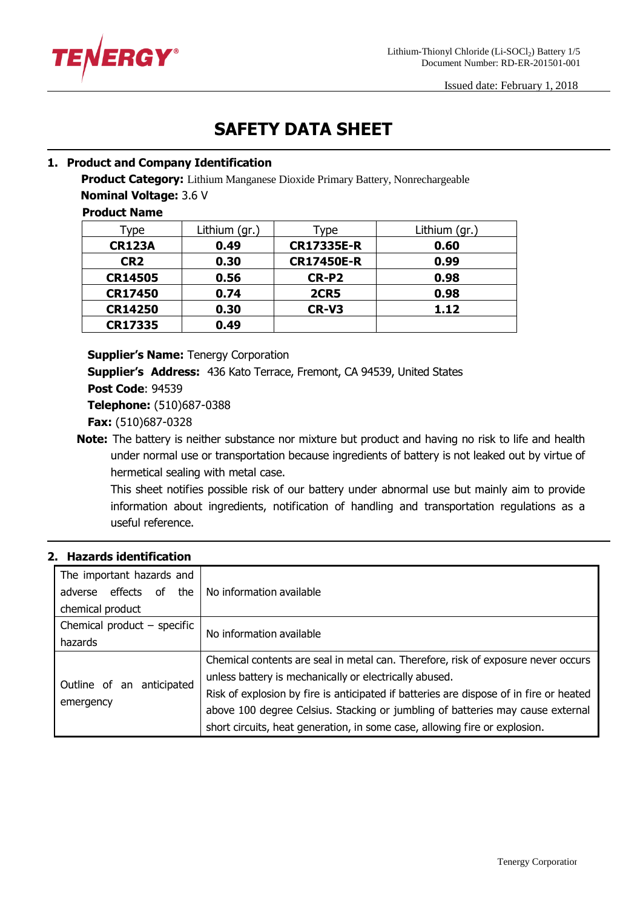# SAFETY DATA SHEET

## 1. Product and Company Identification

**Product Category:** Lithium Manganese Dioxide Primary Battery, Nonrechargeable

**Nominal Voltage:** 3.6 V

**Product Name**

| Type | Lithium (gr.) | Type | Lithium (gr.) |
|---|---|---|---|
| **CR123A** | **0.49** | **CR17335E-R** | **0.60** |
| **CR2** | **0.30** | **CR17450E-R** | **0.99** |
| **CR14505** | **0.56** | **CR-P2** | **0.98** |
| **CR17450** | **0.74** | **2CR5** | **0.98** |
| **CR14250** | **0.30** | **CR-V3** | **1.12** |
| **CR17335** | **0.49** | | |

**Supplier's Name:** Tenergy Corporation

**Supplier's Address:** 436 Kato Terrace, Fremont, CA 94539, United States

**Post Code**: 94539

**Telephone:** (510)687-0388

**Fax:** (510)687-0328

**Note:** The battery is neither substance nor mixture but product and having no risk to life and health under normal use or transportation because ingredients of battery is not leaked out by virtue of hermetical sealing with metal case.

This sheet notifies possible risk of our battery under abnormal use but mainly aim to provide information about ingredients, notification of handling and transportation regulations as a useful reference.

## 2. Hazards identification

| | |
|---|---|
| The important hazards and adverse effects of the chemical product | No information available |
| Chemical product – specific hazards | No information available |
| Outline of an anticipated emergency | Chemical contents are seal in metal can. Therefore, risk of exposure never occurs unless battery is mechanically or electrically abused.<br>Risk of explosion by fire is anticipated if batteries are dispose of in fire or heated above 100 degree Celsius. Stacking or jumbling of batteries may cause external short circuits, heat generation, in some case, allowing fire or explosion. |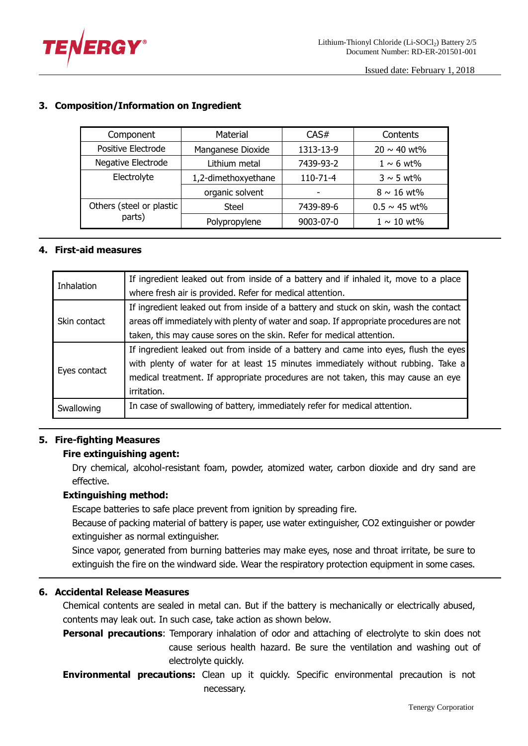## 3. Composition/Information on Ingredient

| Component | Material | CAS# | Contents |
|---|---|---|---|
| Positive Electrode | Manganese Dioxide | 1313-13-9 | 20 ~ 40 wt% |
| Negative Electrode | Lithium metal | 7439-93-2 | 1 ~ 6 wt% |
| Electrolyte | 1,2-dimethoxyethane | 110-71-4 | 3 ~ 5 wt% |
| | organic solvent | - | 8 ~ 16 wt% |
| Others (steel or plastic parts) | Steel | 7439-89-6 | 0.5 ~ 45 wt% |
| | Polypropylene | 9003-07-0 | 1 ~ 10 wt% |

## 4. First-aid measures

| | |
|---|---|
| Inhalation | If ingredient leaked out from inside of a battery and if inhaled it, move to a place where fresh air is provided. Refer for medical attention. |
| Skin contact | If ingredient leaked out from inside of a battery and stuck on skin, wash the contact areas off immediately with plenty of water and soap. If appropriate procedures are not taken, this may cause sores on the skin. Refer for medical attention. |
| Eyes contact | If ingredient leaked out from inside of a battery and came into eyes, flush the eyes with plenty of water for at least 15 minutes immediately without rubbing. Take a medical treatment. If appropriate procedures are not taken, this may cause an eye irritation. |
| Swallowing | In case of swallowing of battery, immediately refer for medical attention. |

## 5. Fire-fighting Measures

**Fire extinguishing agent:**

Dry chemical, alcohol-resistant foam, powder, atomized water, carbon dioxide and dry sand are effective.

**Extinguishing method:**

Escape batteries to safe place prevent from ignition by spreading fire.

Because of packing material of battery is paper, use water extinguisher, CO2 extinguisher or powder extinguisher as normal extinguisher.

Since vapor, generated from burning batteries may make eyes, nose and throat irritate, be sure to extinguish the fire on the windward side. Wear the respiratory protection equipment in some cases.

## 6. Accidental Release Measures

Chemical contents are sealed in metal can. But if the battery is mechanically or electrically abused, contents may leak out. In such case, take action as shown below.

**Personal precautions**: Temporary inhalation of odor and attaching of electrolyte to skin does not cause serious health hazard. Be sure the ventilation and washing out of electrolyte quickly.

**Environmental precautions:** Clean up it quickly. Specific environmental precaution is not necessary.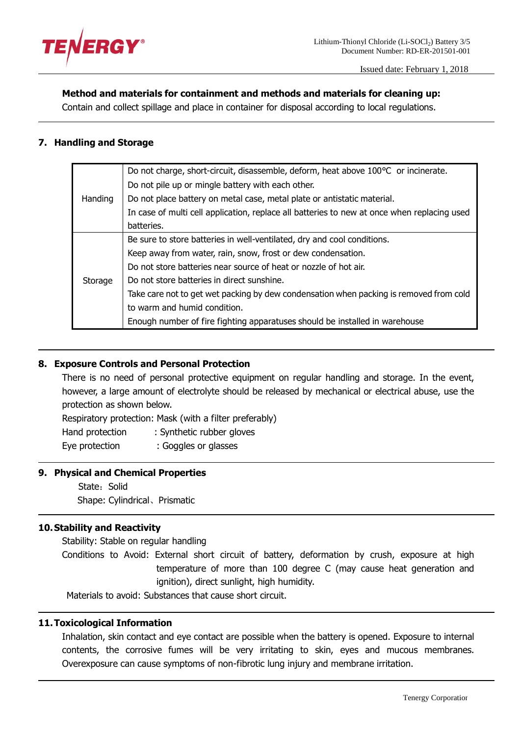**Method and materials for containment and methods and materials for cleaning up:**

Contain and collect spillage and place in container for disposal according to local regulations.

## 7. Handling and Storage

| | |
|---|---|
| Handing | Do not charge, short-circuit, disassemble, deform, heat above 100°C or incinerate.<br>Do not pile up or mingle battery with each other.<br>Do not place battery on metal case, metal plate or antistatic material.<br>In case of multi cell application, replace all batteries to new at once when replacing used batteries. |
| Storage | Be sure to store batteries in well-ventilated, dry and cool conditions.<br>Keep away from water, rain, snow, frost or dew condensation.<br>Do not store batteries near source of heat or nozzle of hot air.<br>Do not store batteries in direct sunshine.<br>Take care not to get wet packing by dew condensation when packing is removed from cold to warm and humid condition.<br>Enough number of fire fighting apparatuses should be installed in warehouse |

## 8. Exposure Controls and Personal Protection

There is no need of personal protective equipment on regular handling and storage. In the event, however, a large amount of electrolyte should be released by mechanical or electrical abuse, use the protection as shown below.

Respiratory protection: Mask (with a filter preferably)

Hand protection : Synthetic rubber gloves

Eye protection : Goggles or glasses

## 9. Physical and Chemical Properties

State：Solid

Shape: Cylindrical、Prismatic

## 10. Stability and Reactivity

Stability: Stable on regular handling

Conditions to Avoid: External short circuit of battery, deformation by crush, exposure at high temperature of more than 100 degree C (may cause heat generation and ignition), direct sunlight, high humidity.

Materials to avoid: Substances that cause short circuit.

## 11. Toxicological Information

Inhalation, skin contact and eye contact are possible when the battery is opened. Exposure to internal contents, the corrosive fumes will be very irritating to skin, eyes and mucous membranes. Overexposure can cause symptoms of non-fibrotic lung injury and membrane irritation.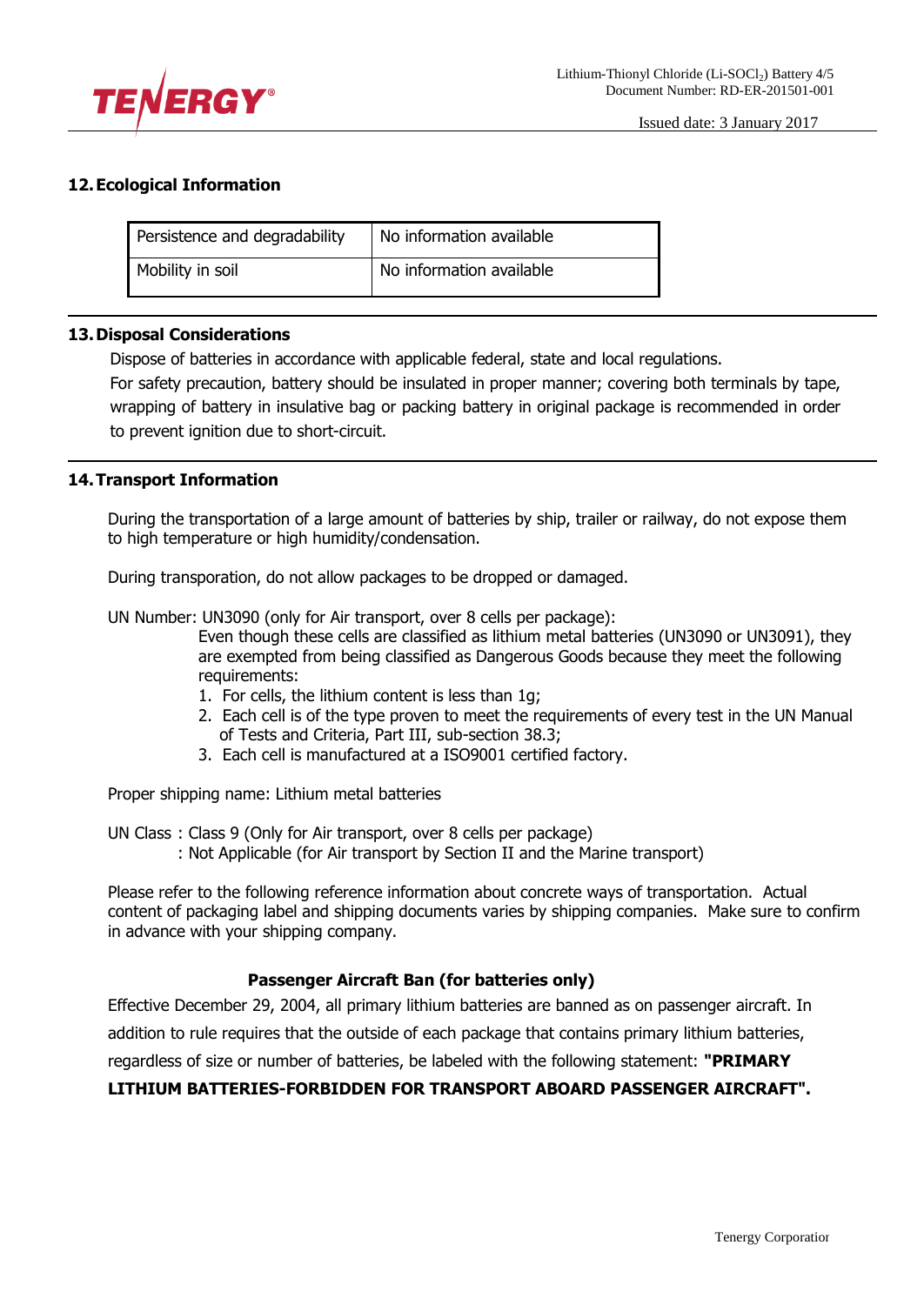## 12. Ecological Information

| Persistence and degradability | No information available |
|---|---|
| Mobility in soil | No information available |

## 13. Disposal Considerations

Dispose of batteries in accordance with applicable federal, state and local regulations.

For safety precaution, battery should be insulated in proper manner; covering both terminals by tape, wrapping of battery in insulative bag or packing battery in original package is recommended in order to prevent ignition due to short-circuit.

## 14. Transport Information

During the transportation of a large amount of batteries by ship, trailer or railway, do not expose them to high temperature or high humidity/condensation.

During transporation, do not allow packages to be dropped or damaged.

UN Number: UN3090 (only for Air transport, over 8 cells per package):

Even though these cells are classified as lithium metal batteries (UN3090 or UN3091), they are exempted from being classified as Dangerous Goods because they meet the following requirements:

1. For cells, the lithium content is less than 1g;
2. Each cell is of the type proven to meet the requirements of every test in the UN Manual of Tests and Criteria, Part III, sub-section 38.3;
3. Each cell is manufactured at a ISO9001 certified factory.

Proper shipping name: Lithium metal batteries

UN Class : Class 9 (Only for Air transport, over 8 cells per package)
: Not Applicable (for Air transport by Section II and the Marine transport)

Please refer to the following reference information about concrete ways of transportation. Actual content of packaging label and shipping documents varies by shipping companies. Make sure to confirm in advance with your shipping company.

**Passenger Aircraft Ban (for batteries only)**

Effective December 29, 2004, all primary lithium batteries are banned as on passenger aircraft. In addition to rule requires that the outside of each package that contains primary lithium batteries, regardless of size or number of batteries, be labeled with the following statement: **"PRIMARY LITHIUM BATTERIES-FORBIDDEN FOR TRANSPORT ABOARD PASSENGER AIRCRAFT".**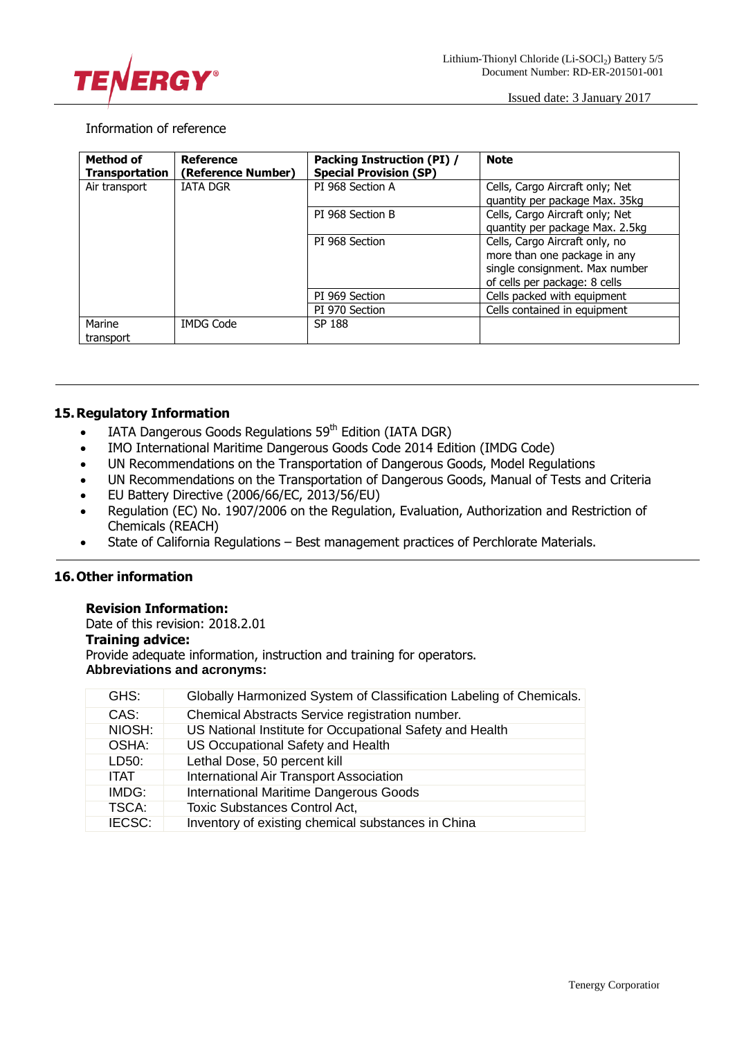Information of reference

| Method of Transportation | Reference (Reference Number) | Packing Instruction (PI) / Special Provision (SP) | Note |
|---|---|---|---|
| Air transport | IATA DGR | PI 968 Section A | Cells, Cargo Aircraft only; Net quantity per package Max. 35kg |
| | | PI 968 Section B | Cells, Cargo Aircraft only; Net quantity per package Max. 2.5kg |
| | | PI 968 Section | Cells, Cargo Aircraft only, no more than one package in any single consignment. Max number of cells per package: 8 cells |
| | | PI 969 Section | Cells packed with equipment |
| | | PI 970 Section | Cells contained in equipment |
| Marine transport | IMDG Code | SP 188 | |

## 15. Regulatory Information

- IATA Dangerous Goods Regulations 59th Edition (IATA DGR)
- IMO International Maritime Dangerous Goods Code 2014 Edition (IMDG Code)
- UN Recommendations on the Transportation of Dangerous Goods, Model Regulations
- UN Recommendations on the Transportation of Dangerous Goods, Manual of Tests and Criteria
- EU Battery Directive (2006/66/EC, 2013/56/EU)
- Regulation (EC) No. 1907/2006 on the Regulation, Evaluation, Authorization and Restriction of Chemicals (REACH)
- State of California Regulations – Best management practices of Perchlorate Materials.

## 16. Other information

**Revision Information:**
Date of this revision: 2018.2.01
**Training advice:**
Provide adequate information, instruction and training for operators.
**Abbreviations and acronyms:**

| | |
|---|---|
| GHS: | Globally Harmonized System of Classification Labeling of Chemicals. |
| CAS: | Chemical Abstracts Service registration number. |
| NIOSH: | US National Institute for Occupational Safety and Health |
| OSHA: | US Occupational Safety and Health |
| LD50: | Lethal Dose, 50 percent kill |
| ITAT | International Air Transport Association |
| IMDG: | International Maritime Dangerous Goods |
| TSCA: | Toxic Substances Control Act, |
| IECSC: | Inventory of existing chemical substances in China |